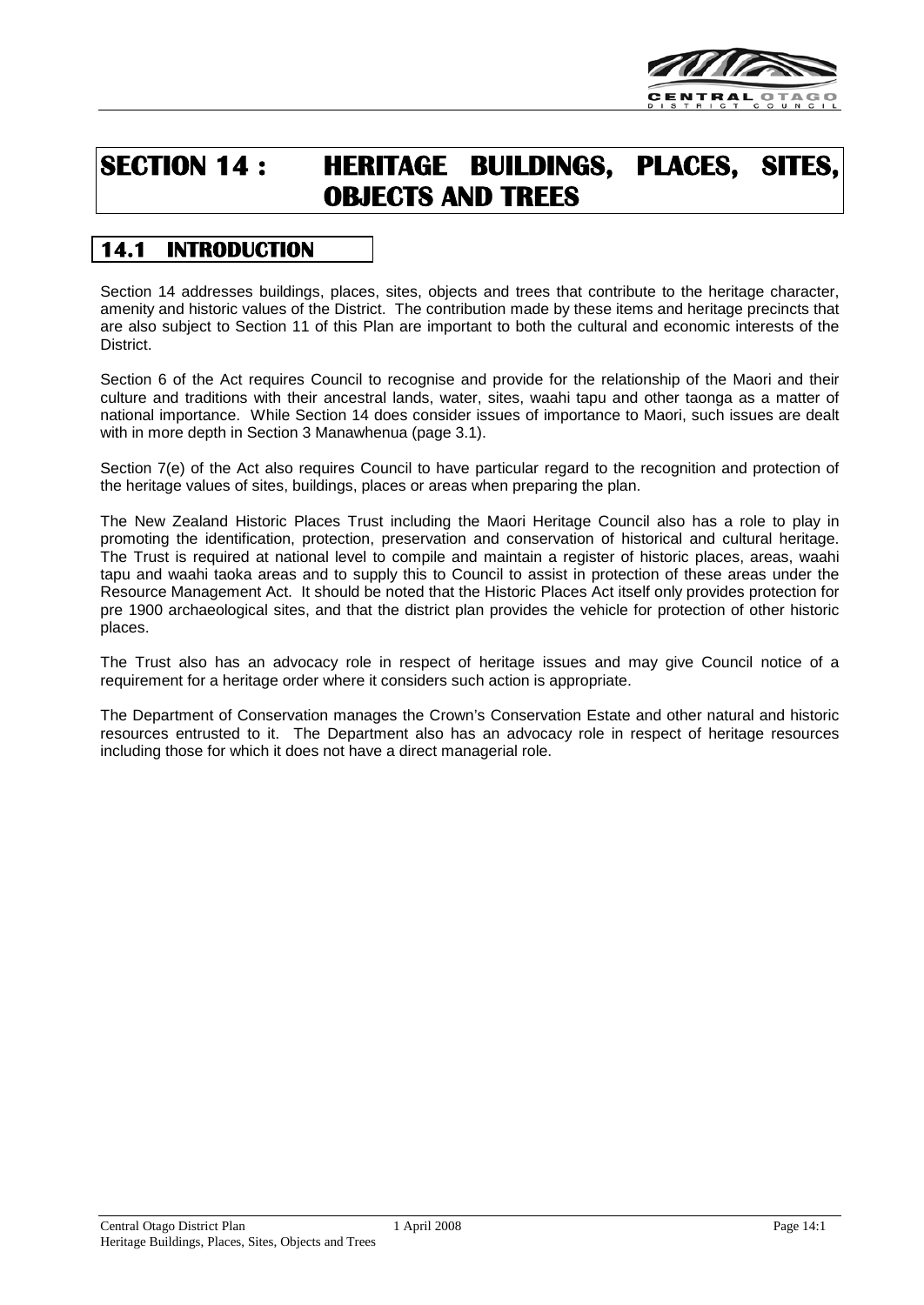# SECTION 14 : HERITAGE BUILDINGS, PLACES, SITES, OBJECTS AND TREES

## 14.1 INTRODUCTION

Section 14 addresses buildings, places, sites, objects and trees that contribute to the heritage character, amenity and historic values of the District. The contribution made by these items and heritage precincts that are also subject to Section 11 of this Plan are important to both the cultural and economic interests of the District.

Section 6 of the Act requires Council to recognise and provide for the relationship of the Maori and their culture and traditions with their ancestral lands, water, sites, waahi tapu and other taonga as a matter of national importance. While Section 14 does consider issues of importance to Maori, such issues are dealt with in more depth in Section 3 Manawhenua (page 3.1).

Section 7(e) of the Act also requires Council to have particular regard to the recognition and protection of the heritage values of sites, buildings, places or areas when preparing the plan.

The New Zealand Historic Places Trust including the Maori Heritage Council also has a role to play in promoting the identification, protection, preservation and conservation of historical and cultural heritage. The Trust is required at national level to compile and maintain a register of historic places, areas, waahi tapu and waahi taoka areas and to supply this to Council to assist in protection of these areas under the Resource Management Act. It should be noted that the Historic Places Act itself only provides protection for pre 1900 archaeological sites, and that the district plan provides the vehicle for protection of other historic places.

The Trust also has an advocacy role in respect of heritage issues and may give Council notice of a requirement for a heritage order where it considers such action is appropriate.

The Department of Conservation manages the Crown's Conservation Estate and other natural and historic resources entrusted to it. The Department also has an advocacy role in respect of heritage resources including those for which it does not have a direct managerial role.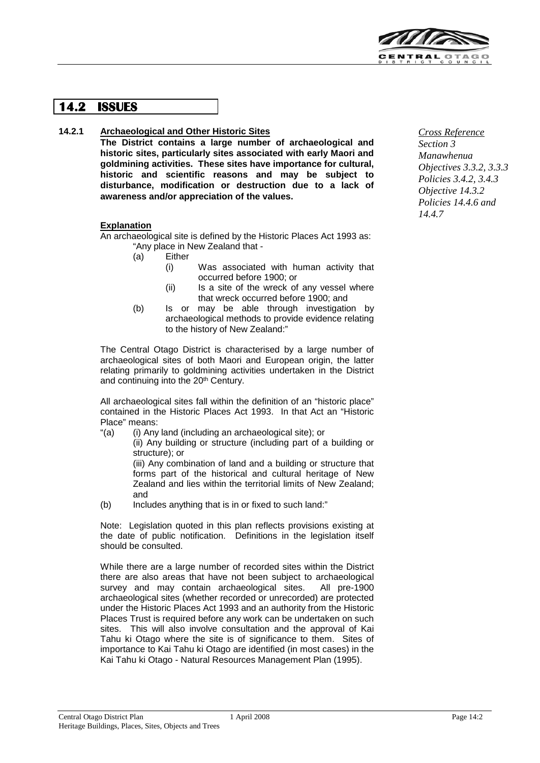## 14.2 ISSUES

### 14.2.1 Archaeological and Other Historic Sites

**The District contains a large number of archaeological and historic sites, particularly sites associated with early Maori and goldmining activities. These sites have importance for cultural, historic and scientific reasons and may be subject to disturbance, modification or destruction due to a lack of awareness and/or appreciation of the values.**

*Cross Reference*
*Section 3 Manawhenua*
*Objectives 3.3.2, 3.3.3*
*Policies 3.4.2, 3.4.3*
*Objective 14.3.2*
*Policies 14.4.6 and 14.4.7*

**Explanation**

An archaeological site is defined by the Historic Places Act 1993 as:

"Any place in New Zealand that -

(a) Either
  - (i) Was associated with human activity that occurred before 1900; or
  - (ii) Is a site of the wreck of any vessel where that wreck occurred before 1900; and

(b) Is or may be able through investigation by archaeological methods to provide evidence relating to the history of New Zealand:"

The Central Otago District is characterised by a large number of archaeological sites of both Maori and European origin, the latter relating primarily to goldmining activities undertaken in the District and continuing into the 20th Century.

All archaeological sites fall within the definition of an "historic place" contained in the Historic Places Act 1993. In that Act an "Historic Place" means:

"(a) (i) Any land (including an archaeological site); or
(ii) Any building or structure (including part of a building or structure); or
(iii) Any combination of land and a building or structure that forms part of the historical and cultural heritage of New Zealand and lies within the territorial limits of New Zealand; and

(b) Includes anything that is in or fixed to such land:"

Note: Legislation quoted in this plan reflects provisions existing at the date of public notification. Definitions in the legislation itself should be consulted.

While there are a large number of recorded sites within the District there are also areas that have not been subject to archaeological survey and may contain archaeological sites. All pre-1900 archaeological sites (whether recorded or unrecorded) are protected under the Historic Places Act 1993 and an authority from the Historic Places Trust is required before any work can be undertaken on such sites. This will also involve consultation and the approval of Kai Tahu ki Otago where the site is of significance to them. Sites of importance to Kai Tahu ki Otago are identified (in most cases) in the Kai Tahu ki Otago - Natural Resources Management Plan (1995).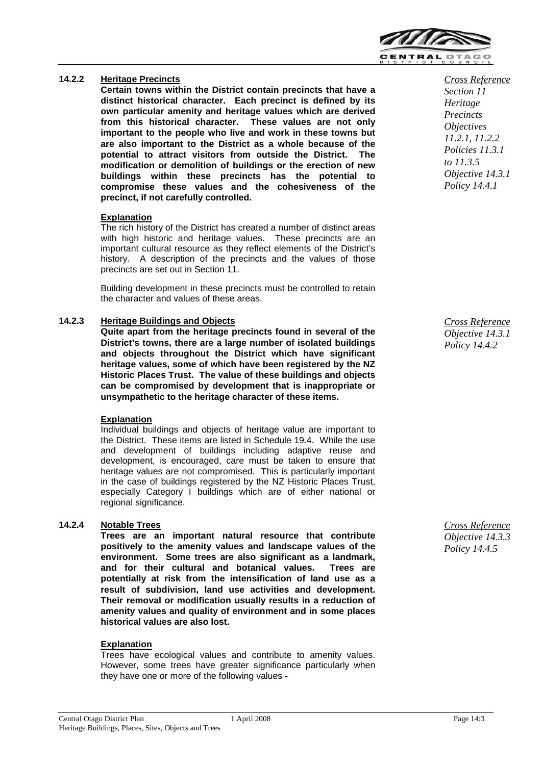### 14.2.2 Heritage Precincts

**Certain towns within the District contain precincts that have a distinct historical character. Each precinct is defined by its own particular amenity and heritage values which are derived from this historical character. These values are not only important to the people who live and work in these towns but are also important to the District as a whole because of the potential to attract visitors from outside the District. The modification or demolition of buildings or the erection of new buildings within these precincts has the potential to compromise these values and the cohesiveness of the precinct, if not carefully controlled.**

*Cross Reference*
*Section 11 Heritage Precincts Objectives 11.2.1, 11.2.2 Policies 11.3.1 to 11.3.5 Objective 14.3.1 Policy 14.4.1*

**Explanation**

The rich history of the District has created a number of distinct areas with high historic and heritage values. These precincts are an important cultural resource as they reflect elements of the District's history. A description of the precincts and the values of those precincts are set out in Section 11.

Building development in these precincts must be controlled to retain the character and values of these areas.

### 14.2.3 Heritage Buildings and Objects

**Quite apart from the heritage precincts found in several of the District's towns, there are a large number of isolated buildings and objects throughout the District which have significant heritage values, some of which have been registered by the NZ Historic Places Trust. The value of these buildings and objects can be compromised by development that is inappropriate or unsympathetic to the heritage character of these items.**

*Cross Reference*
*Objective 14.3.1 Policy 14.4.2*

**Explanation**

Individual buildings and objects of heritage value are important to the District. These items are listed in Schedule 19.4. While the use and development of buildings including adaptive reuse and development, is encouraged, care must be taken to ensure that heritage values are not compromised. This is particularly important in the case of buildings registered by the NZ Historic Places Trust, especially Category I buildings which are of either national or regional significance.

### 14.2.4 Notable Trees

**Trees are an important natural resource that contribute positively to the amenity values and landscape values of the environment. Some trees are also significant as a landmark, and for their cultural and botanical values. Trees are potentially at risk from the intensification of land use as a result of subdivision, land use activities and development. Their removal or modification usually results in a reduction of amenity values and quality of environment and in some places historical values are also lost.**

*Cross Reference*
*Objective 14.3.3 Policy 14.4.5*

**Explanation**

Trees have ecological values and contribute to amenity values. However, some trees have greater significance particularly when they have one or more of the following values -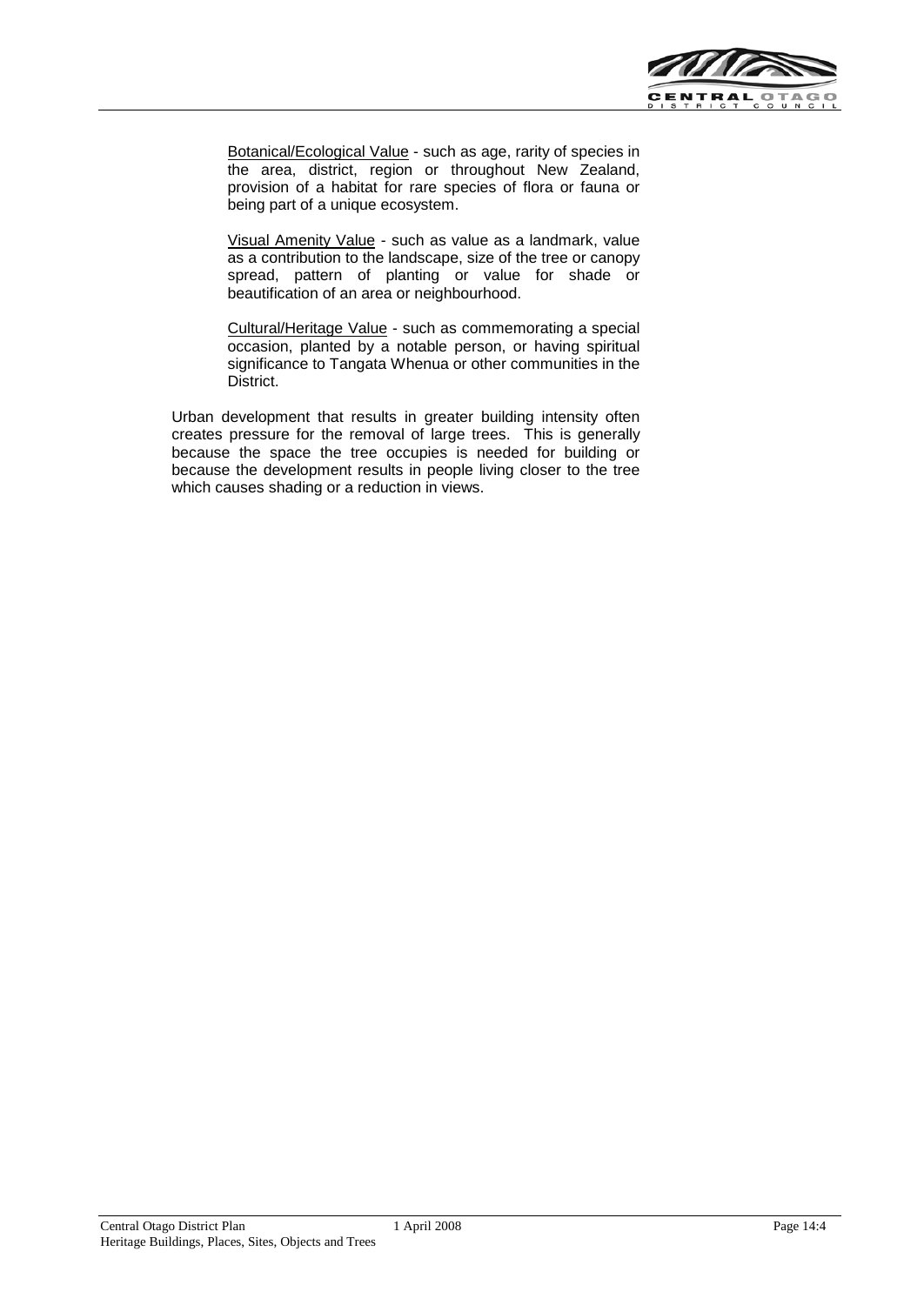<u>Botanical/Ecological Value</u> - such as age, rarity of species in the area, district, region or throughout New Zealand, provision of a habitat for rare species of flora or fauna or being part of a unique ecosystem.

<u>Visual Amenity Value</u> - such as value as a landmark, value as a contribution to the landscape, size of the tree or canopy spread, pattern of planting or value for shade or beautification of an area or neighbourhood.

<u>Cultural/Heritage Value</u> - such as commemorating a special occasion, planted by a notable person, or having spiritual significance to Tangata Whenua or other communities in the District.

Urban development that results in greater building intensity often creates pressure for the removal of large trees. This is generally because the space the tree occupies is needed for building or because the development results in people living closer to the tree which causes shading or a reduction in views.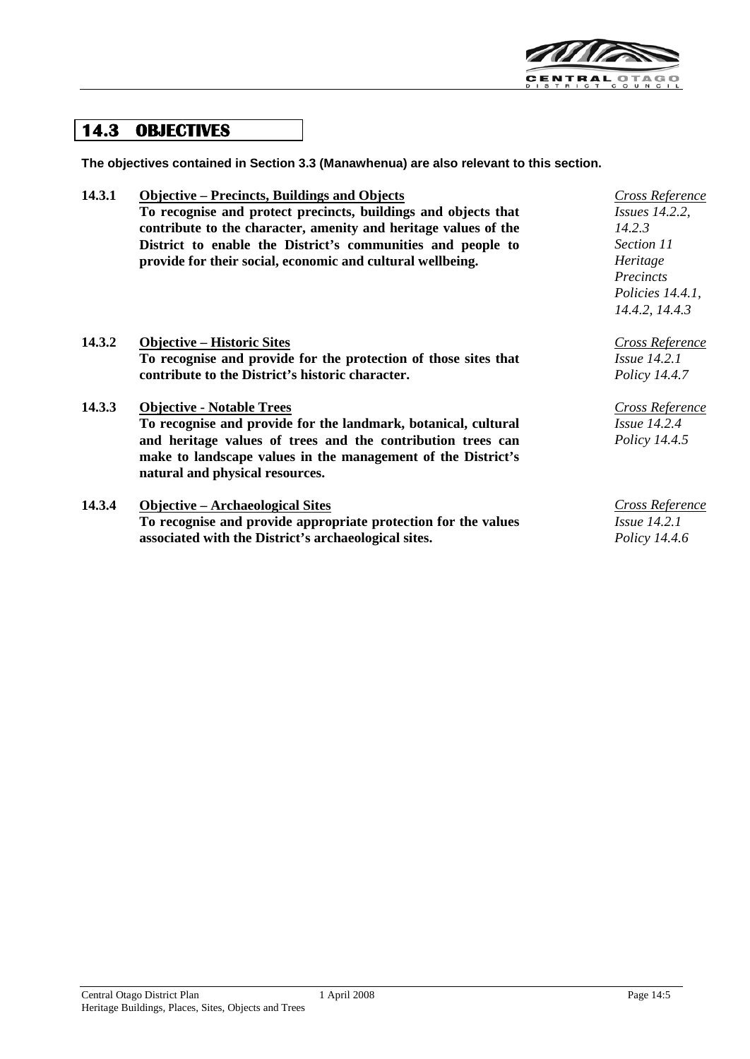## 14.3 OBJECTIVES

**The objectives contained in Section 3.3 (Manawhenua) are also relevant to this section.**

**14.3.1** **Objective – Precincts, Buildings and Objects**
**To recognise and protect precincts, buildings and objects that contribute to the character, amenity and heritage values of the District to enable the District's communities and people to provide for their social, economic and cultural wellbeing.**

*Cross Reference*
*Issues 14.2.2, 14.2.3*
*Section 11 Heritage Precincts*
*Policies 14.4.1, 14.4.2, 14.4.3*

**14.3.2** **Objective – Historic Sites**
**To recognise and provide for the protection of those sites that contribute to the District's historic character.**

*Cross Reference*
*Issue 14.2.1*
*Policy 14.4.7*

**14.3.3** **Objective - Notable Trees**
**To recognise and provide for the landmark, botanical, cultural and heritage values of trees and the contribution trees can make to landscape values in the management of the District's natural and physical resources.**

*Cross Reference*
*Issue 14.2.4*
*Policy 14.4.5*

**14.3.4** **Objective – Archaeological Sites**
**To recognise and provide appropriate protection for the values associated with the District's archaeological sites.**

*Cross Reference*
*Issue 14.2.1*
*Policy 14.4.6*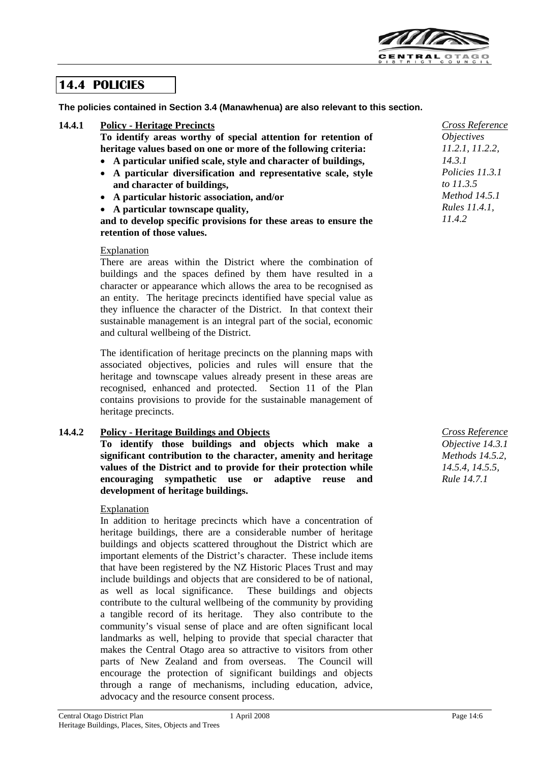## 14.4 POLICIES

**The policies contained in Section 3.4 (Manawhenua) are also relevant to this section.**

### 14.4.1 Policy - Heritage Precincts

**To identify areas worthy of special attention for retention of heritage values based on one or more of the following criteria:**

- **A particular unified scale, style and character of buildings,**
- **A particular diversification and representative scale, style and character of buildings,**
- **A particular historic association, and/or**
- **A particular townscape quality,**

**and to develop specific provisions for these areas to ensure the retention of those values.**

*Cross Reference*
*Objectives 11.2.1, 11.2.2, 14.3.1*
*Policies 11.3.1 to 11.3.5*
*Method 14.5.1*
*Rules 11.4.1, 11.4.2*

Explanation

There are areas within the District where the combination of buildings and the spaces defined by them have resulted in a character or appearance which allows the area to be recognised as an entity. The heritage precincts identified have special value as they influence the character of the District. In that context their sustainable management is an integral part of the social, economic and cultural wellbeing of the District.

The identification of heritage precincts on the planning maps with associated objectives, policies and rules will ensure that the heritage and townscape values already present in these areas are recognised, enhanced and protected. Section 11 of the Plan contains provisions to provide for the sustainable management of heritage precincts.

### 14.4.2 Policy - Heritage Buildings and Objects

**To identify those buildings and objects which make a significant contribution to the character, amenity and heritage values of the District and to provide for their protection while encouraging sympathetic use or adaptive reuse and development of heritage buildings.**

*Cross Reference*
*Objective 14.3.1*
*Methods 14.5.2, 14.5.4, 14.5.5,*
*Rule 14.7.1*

Explanation

In addition to heritage precincts which have a concentration of heritage buildings, there are a considerable number of heritage buildings and objects scattered throughout the District which are important elements of the District's character. These include items that have been registered by the NZ Historic Places Trust and may include buildings and objects that are considered to be of national, as well as local significance. These buildings and objects contribute to the cultural wellbeing of the community by providing a tangible record of its heritage. They also contribute to the community's visual sense of place and are often significant local landmarks as well, helping to provide that special character that makes the Central Otago area so attractive to visitors from other parts of New Zealand and from overseas. The Council will encourage the protection of significant buildings and objects through a range of mechanisms, including education, advice, advocacy and the resource consent process.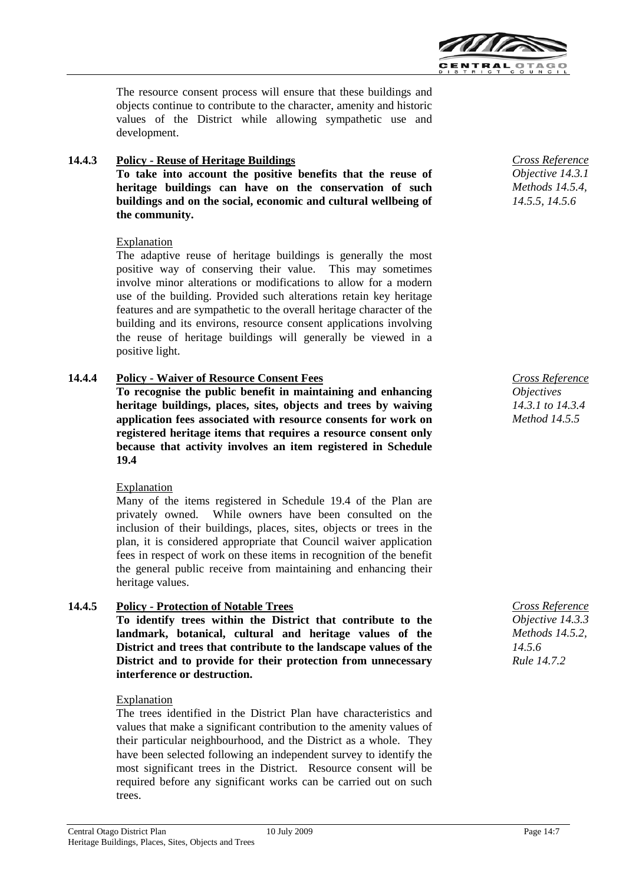The resource consent process will ensure that these buildings and objects continue to contribute to the character, amenity and historic values of the District while allowing sympathetic use and development.

### 14.4.3 Policy - Reuse of Heritage Buildings

*Cross Reference*
*Objective 14.3.1*
*Methods 14.5.4, 14.5.5, 14.5.6*

**To take into account the positive benefits that the reuse of heritage buildings can have on the conservation of such buildings and on the social, economic and cultural wellbeing of the community.**

Explanation

The adaptive reuse of heritage buildings is generally the most positive way of conserving their value. This may sometimes involve minor alterations or modifications to allow for a modern use of the building. Provided such alterations retain key heritage features and are sympathetic to the overall heritage character of the building and its environs, resource consent applications involving the reuse of heritage buildings will generally be viewed in a positive light.

### 14.4.4 Policy - Waiver of Resource Consent Fees

*Cross Reference*
*Objectives 14.3.1 to 14.3.4*
*Method 14.5.5*

**To recognise the public benefit in maintaining and enhancing heritage buildings, places, sites, objects and trees by waiving application fees associated with resource consents for work on registered heritage items that requires a resource consent only because that activity involves an item registered in Schedule 19.4**

Explanation

Many of the items registered in Schedule 19.4 of the Plan are privately owned. While owners have been consulted on the inclusion of their buildings, places, sites, objects or trees in the plan, it is considered appropriate that Council waiver application fees in respect of work on these items in recognition of the benefit the general public receive from maintaining and enhancing their heritage values.

### 14.4.5 Policy - Protection of Notable Trees

*Cross Reference*
*Objective 14.3.3*
*Methods 14.5.2, 14.5.6*
*Rule 14.7.2*

**To identify trees within the District that contribute to the landmark, botanical, cultural and heritage values of the District and trees that contribute to the landscape values of the District and to provide for their protection from unnecessary interference or destruction.**

Explanation

The trees identified in the District Plan have characteristics and values that make a significant contribution to the amenity values of their particular neighbourhood, and the District as a whole. They have been selected following an independent survey to identify the most significant trees in the District. Resource consent will be required before any significant works can be carried out on such trees.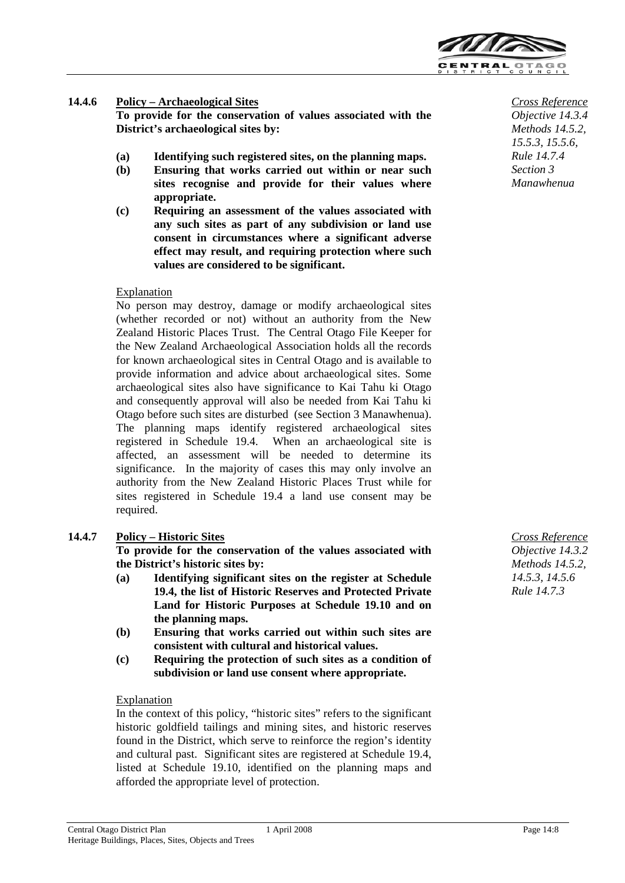### 14.4.6 Policy – Archaeological Sites

*Cross Reference*
*Objective 14.3.4*
*Methods 14.5.2, 15.5.3, 15.5.6,*
*Rule 14.7.4*
*Section 3 Manawhenua*

**To provide for the conservation of values associated with the District's archaeological sites by:**

**(a) Identifying such registered sites, on the planning maps.**

**(b) Ensuring that works carried out within or near such sites recognise and provide for their values where appropriate.**

**(c) Requiring an assessment of the values associated with any such sites as part of any subdivision or land use consent in circumstances where a significant adverse effect may result, and requiring protection where such values are considered to be significant.**

Explanation

No person may destroy, damage or modify archaeological sites (whether recorded or not) without an authority from the New Zealand Historic Places Trust. The Central Otago File Keeper for the New Zealand Archaeological Association holds all the records for known archaeological sites in Central Otago and is available to provide information and advice about archaeological sites. Some archaeological sites also have significance to Kai Tahu ki Otago and consequently approval will also be needed from Kai Tahu ki Otago before such sites are disturbed (see Section 3 Manawhenua). The planning maps identify registered archaeological sites registered in Schedule 19.4. When an archaeological site is affected, an assessment will be needed to determine its significance. In the majority of cases this may only involve an authority from the New Zealand Historic Places Trust while for sites registered in Schedule 19.4 a land use consent may be required.

### 14.4.7 Policy – Historic Sites

*Cross Reference*
*Objective 14.3.2*
*Methods 14.5.2, 14.5.3, 14.5.6*
*Rule 14.7.3*

**To provide for the conservation of the values associated with the District's historic sites by:**

**(a) Identifying significant sites on the register at Schedule 19.4, the list of Historic Reserves and Protected Private Land for Historic Purposes at Schedule 19.10 and on the planning maps.**

**(b) Ensuring that works carried out within such sites are consistent with cultural and historical values.**

**(c) Requiring the protection of such sites as a condition of subdivision or land use consent where appropriate.**

Explanation

In the context of this policy, "historic sites" refers to the significant historic goldfield tailings and mining sites, and historic reserves found in the District, which serve to reinforce the region's identity and cultural past. Significant sites are registered at Schedule 19.4, listed at Schedule 19.10, identified on the planning maps and afforded the appropriate level of protection.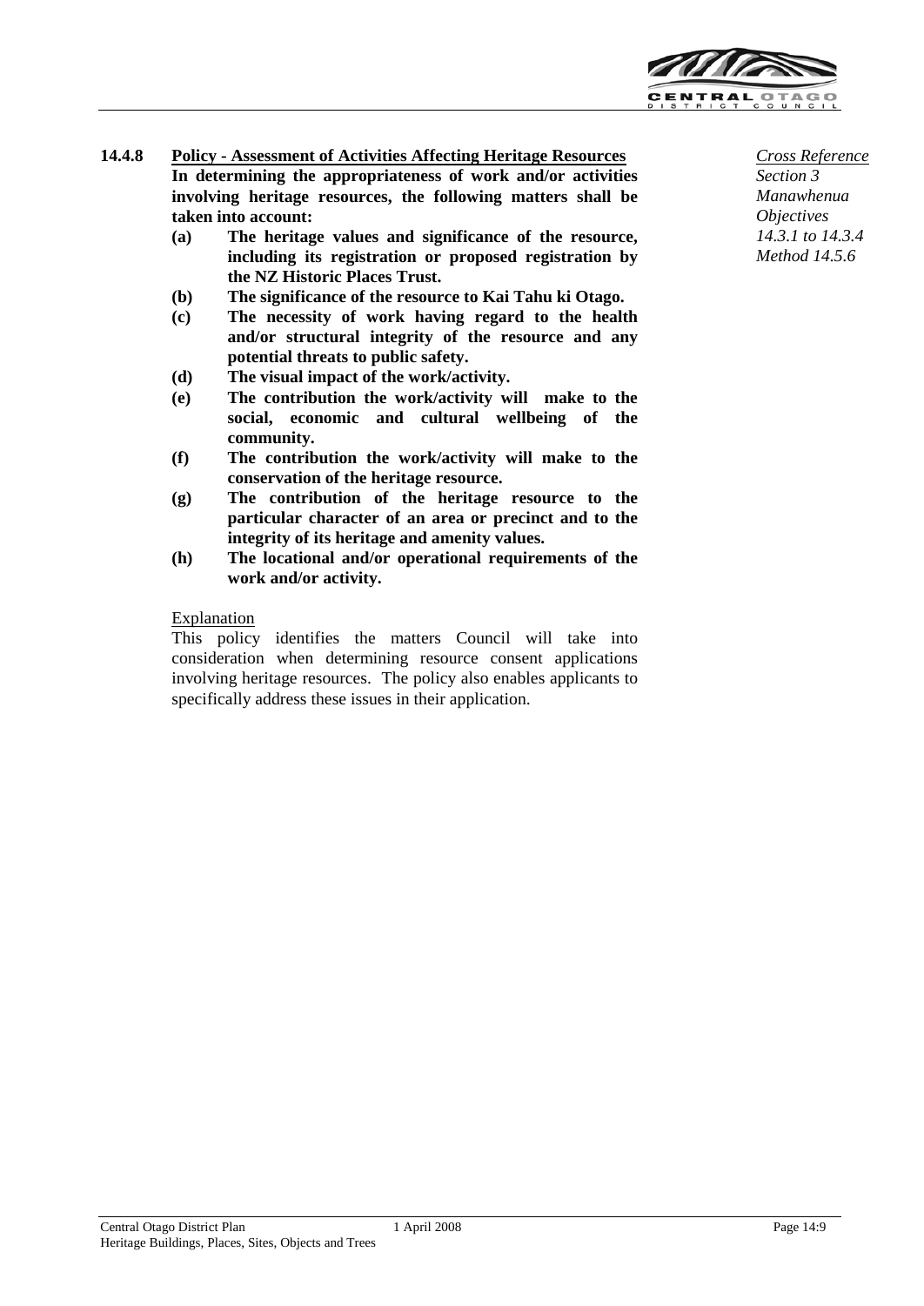### 14.4.8 Policy - Assessment of Activities Affecting Heritage Resources

*Cross Reference*
*Section 3 Manawhenua Objectives 14.3.1 to 14.3.4 Method 14.5.6*

**In determining the appropriateness of work and/or activities involving heritage resources, the following matters shall be taken into account:**

**(a) The heritage values and significance of the resource, including its registration or proposed registration by the NZ Historic Places Trust.**

**(b) The significance of the resource to Kai Tahu ki Otago.**

**(c) The necessity of work having regard to the health and/or structural integrity of the resource and any potential threats to public safety.**

**(d) The visual impact of the work/activity.**

**(e) The contribution the work/activity will make to the social, economic and cultural wellbeing of the community.**

**(f) The contribution the work/activity will make to the conservation of the heritage resource.**

**(g) The contribution of the heritage resource to the particular character of an area or precinct and to the integrity of its heritage and amenity values.**

**(h) The locational and/or operational requirements of the work and/or activity.**

Explanation

This policy identifies the matters Council will take into consideration when determining resource consent applications involving heritage resources. The policy also enables applicants to specifically address these issues in their application.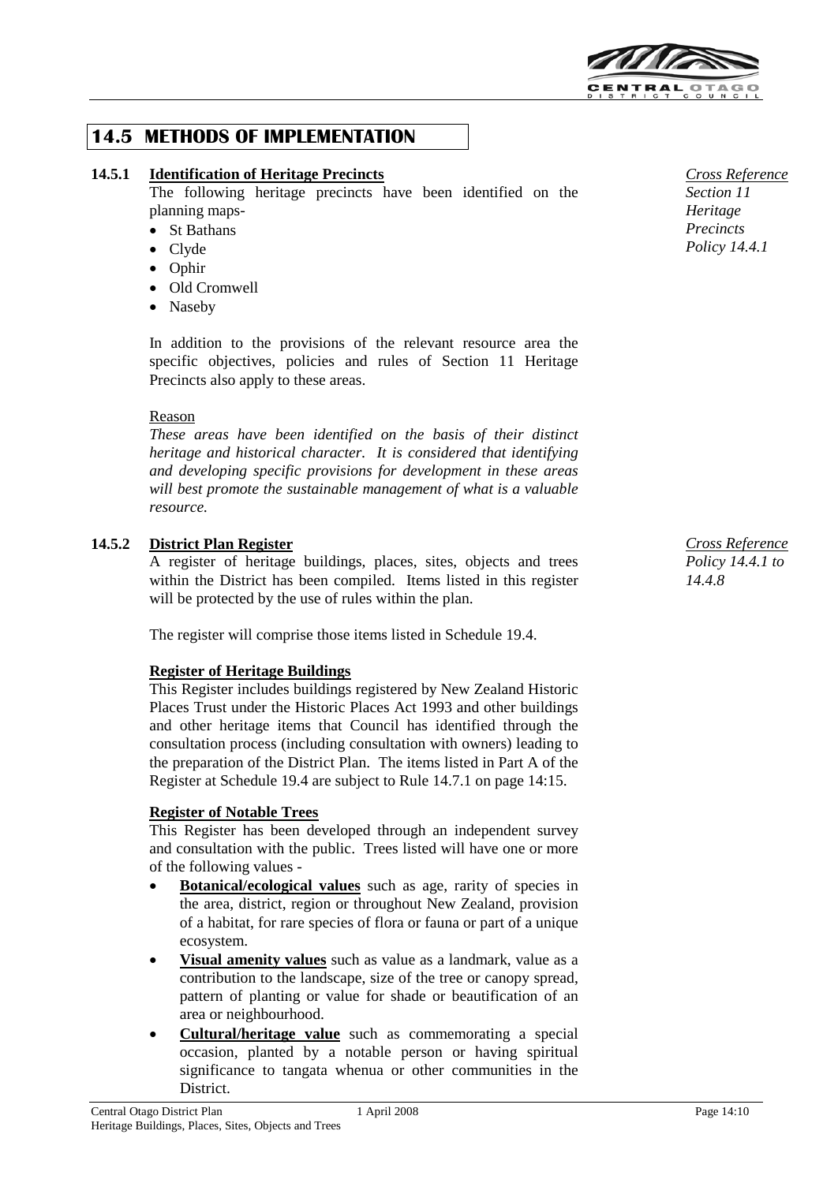## 14.5 METHODS OF IMPLEMENTATION

### 14.5.1 Identification of Heritage Precincts

*Cross Reference Section 11 Heritage Precincts Policy 14.4.1*

The following heritage precincts have been identified on the planning maps-

- St Bathans
- Clyde
- Ophir
- Old Cromwell
- Naseby

In addition to the provisions of the relevant resource area the specific objectives, policies and rules of Section 11 Heritage Precincts also apply to these areas.

Reason

*These areas have been identified on the basis of their distinct heritage and historical character. It is considered that identifying and developing specific provisions for development in these areas will best promote the sustainable management of what is a valuable resource.*

### 14.5.2 District Plan Register

*Cross Reference Policy 14.4.1 to 14.4.8*

A register of heritage buildings, places, sites, objects and trees within the District has been compiled. Items listed in this register will be protected by the use of rules within the plan.

The register will comprise those items listed in Schedule 19.4.

**Register of Heritage Buildings**

This Register includes buildings registered by New Zealand Historic Places Trust under the Historic Places Act 1993 and other buildings and other heritage items that Council has identified through the consultation process (including consultation with owners) leading to the preparation of the District Plan. The items listed in Part A of the Register at Schedule 19.4 are subject to Rule 14.7.1 on page 14:15.

**Register of Notable Trees**

This Register has been developed through an independent survey and consultation with the public. Trees listed will have one or more of the following values -

- **Botanical/ecological values** such as age, rarity of species in the area, district, region or throughout New Zealand, provision of a habitat, for rare species of flora or fauna or part of a unique ecosystem.
- **Visual amenity values** such as value as a landmark, value as a contribution to the landscape, size of the tree or canopy spread, pattern of planting or value for shade or beautification of an area or neighbourhood.
- **Cultural/heritage value** such as commemorating a special occasion, planted by a notable person or having spiritual significance to tangata whenua or other communities in the District.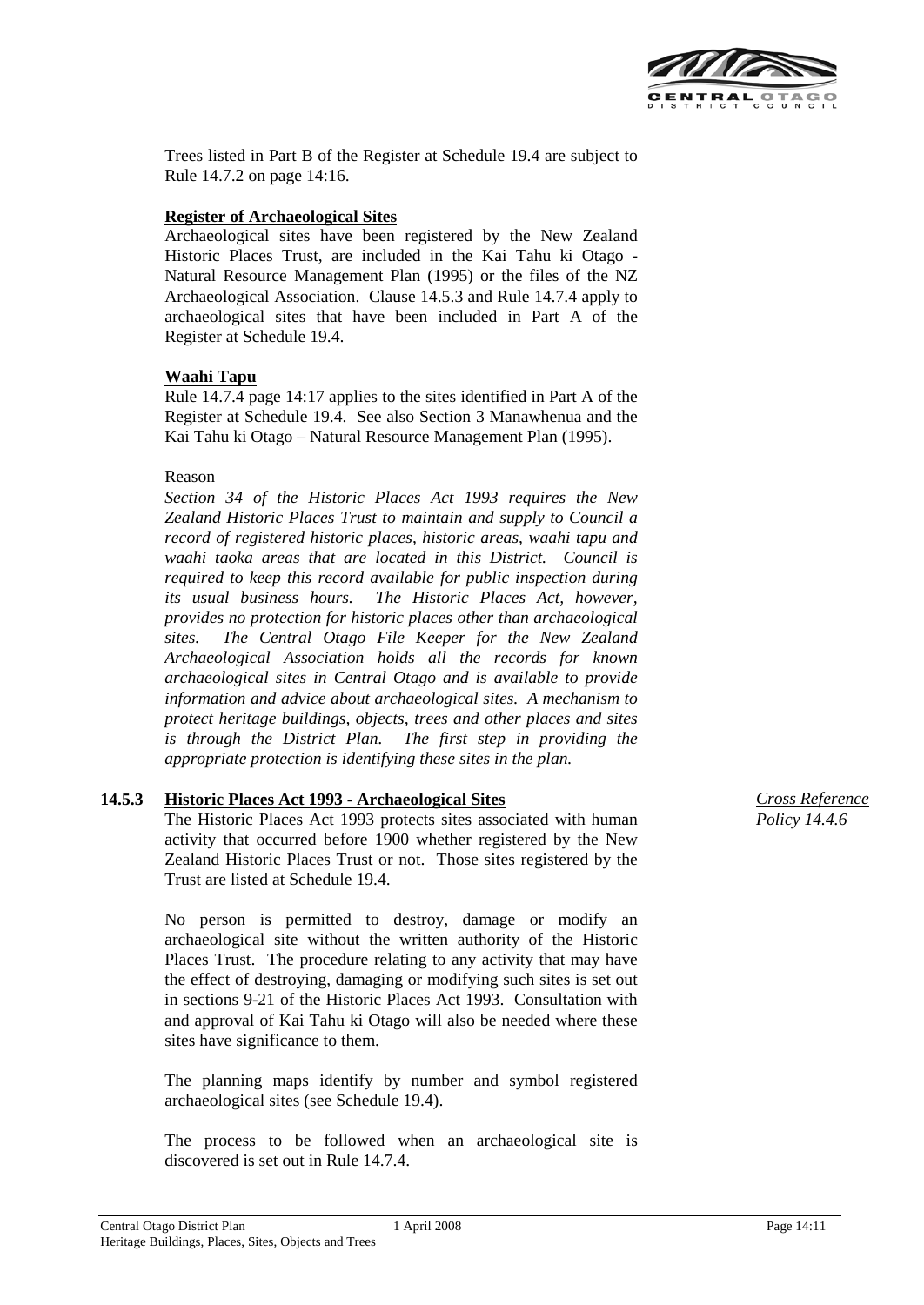Trees listed in Part B of the Register at Schedule 19.4 are subject to Rule 14.7.2 on page 14:16.

**Register of Archaeological Sites**

Archaeological sites have been registered by the New Zealand Historic Places Trust, are included in the Kai Tahu ki Otago - Natural Resource Management Plan (1995) or the files of the NZ Archaeological Association. Clause 14.5.3 and Rule 14.7.4 apply to archaeological sites that have been included in Part A of the Register at Schedule 19.4.

**Waahi Tapu**

Rule 14.7.4 page 14:17 applies to the sites identified in Part A of the Register at Schedule 19.4. See also Section 3 Manawhenua and the Kai Tahu ki Otago – Natural Resource Management Plan (1995).

Reason

*Section 34 of the Historic Places Act 1993 requires the New Zealand Historic Places Trust to maintain and supply to Council a record of registered historic places, historic areas, waahi tapu and waahi taoka areas that are located in this District. Council is required to keep this record available for public inspection during its usual business hours. The Historic Places Act, however, provides no protection for historic places other than archaeological sites. The Central Otago File Keeper for the New Zealand Archaeological Association holds all the records for known archaeological sites in Central Otago and is available to provide information and advice about archaeological sites. A mechanism to protect heritage buildings, objects, trees and other places and sites is through the District Plan. The first step in providing the appropriate protection is identifying these sites in the plan.*

## 14.5.3 Historic Places Act 1993 - Archaeological Sites

*Cross Reference Policy 14.4.6*

The Historic Places Act 1993 protects sites associated with human activity that occurred before 1900 whether registered by the New Zealand Historic Places Trust or not. Those sites registered by the Trust are listed at Schedule 19.4.

No person is permitted to destroy, damage or modify an archaeological site without the written authority of the Historic Places Trust. The procedure relating to any activity that may have the effect of destroying, damaging or modifying such sites is set out in sections 9-21 of the Historic Places Act 1993. Consultation with and approval of Kai Tahu ki Otago will also be needed where these sites have significance to them.

The planning maps identify by number and symbol registered archaeological sites (see Schedule 19.4).

The process to be followed when an archaeological site is discovered is set out in Rule 14.7.4.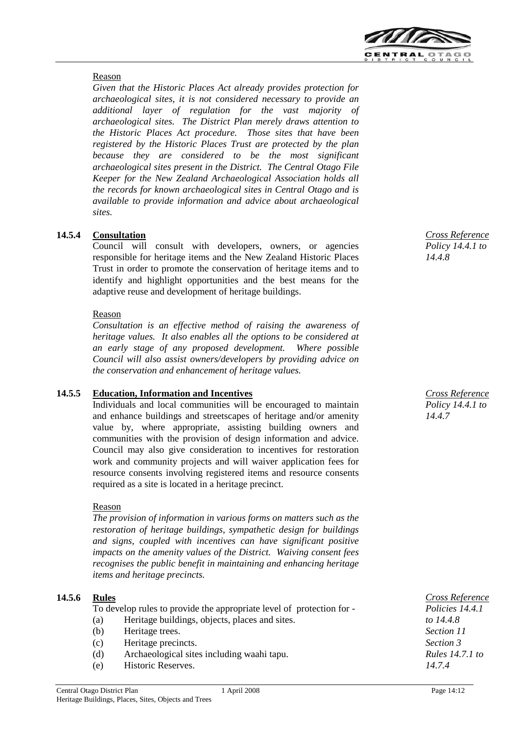Reason

*Given that the Historic Places Act already provides protection for archaeological sites, it is not considered necessary to provide an additional layer of regulation for the vast majority of archaeological sites. The District Plan merely draws attention to the Historic Places Act procedure. Those sites that have been registered by the Historic Places Trust are protected by the plan because they are considered to be the most significant archaeological sites present in the District. The Central Otago File Keeper for the New Zealand Archaeological Association holds all the records for known archaeological sites in Central Otago and is available to provide information and advice about archaeological sites.*

### 14.5.4 Consultation

*Cross Reference Policy 14.4.1 to 14.4.8*

Council will consult with developers, owners, or agencies responsible for heritage items and the New Zealand Historic Places Trust in order to promote the conservation of heritage items and to identify and highlight opportunities and the best means for the adaptive reuse and development of heritage buildings.

Reason

*Consultation is an effective method of raising the awareness of heritage values. It also enables all the options to be considered at an early stage of any proposed development. Where possible Council will also assist owners/developers by providing advice on the conservation and enhancement of heritage values.*

### 14.5.5 Education, Information and Incentives

*Cross Reference Policy 14.4.1 to 14.4.7*

Individuals and local communities will be encouraged to maintain and enhance buildings and streetscapes of heritage and/or amenity value by, where appropriate, assisting building owners and communities with the provision of design information and advice. Council may also give consideration to incentives for restoration work and community projects and will waiver application fees for resource consents involving registered items and resource consents required as a site is located in a heritage precinct.

Reason

*The provision of information in various forms on matters such as the restoration of heritage buildings, sympathetic design for buildings and signs, coupled with incentives can have significant positive impacts on the amenity values of the District. Waiving consent fees recognises the public benefit in maintaining and enhancing heritage items and heritage precincts.*

### 14.5.6 Rules

*Cross Reference Policies 14.4.1 to 14.4.8 Section 11 Section 3 Rules 14.7.1 to 14.7.4*

To develop rules to provide the appropriate level of protection for -

(a) Heritage buildings, objects, places and sites.
(b) Heritage trees.
(c) Heritage precincts.
(d) Archaeological sites including waahi tapu.
(e) Historic Reserves.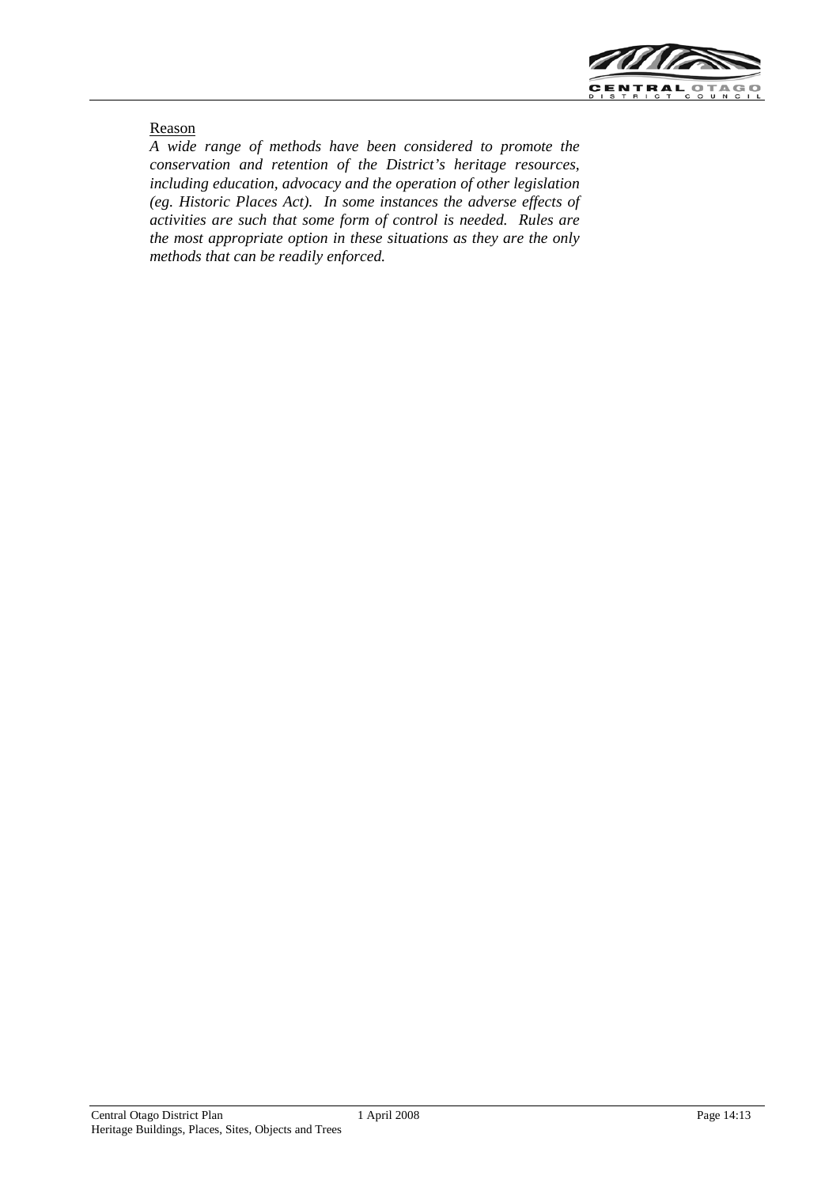Reason

*A wide range of methods have been considered to promote the conservation and retention of the District's heritage resources, including education, advocacy and the operation of other legislation (eg. Historic Places Act). In some instances the adverse effects of activities are such that some form of control is needed. Rules are the most appropriate option in these situations as they are the only methods that can be readily enforced.*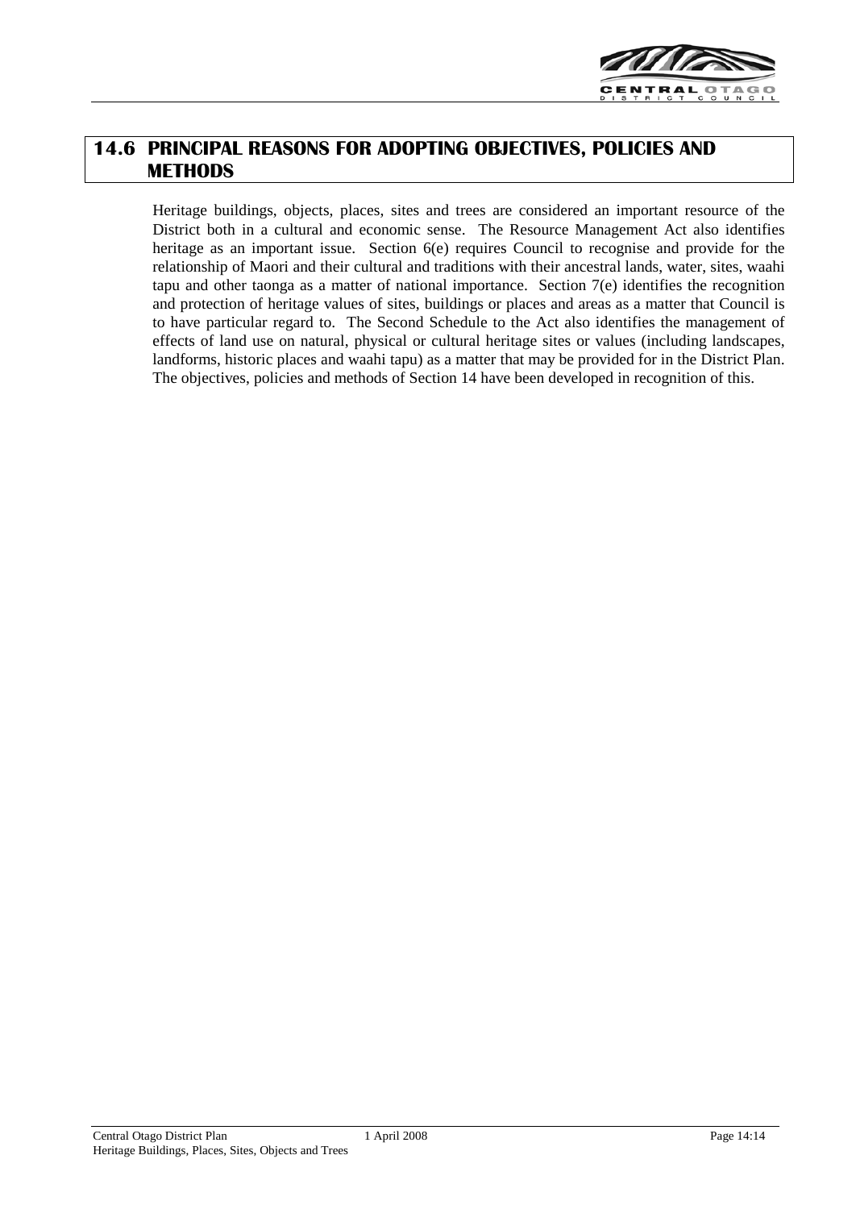## 14.6 PRINCIPAL REASONS FOR ADOPTING OBJECTIVES, POLICIES AND METHODS

Heritage buildings, objects, places, sites and trees are considered an important resource of the District both in a cultural and economic sense. The Resource Management Act also identifies heritage as an important issue. Section 6(e) requires Council to recognise and provide for the relationship of Maori and their cultural and traditions with their ancestral lands, water, sites, waahi tapu and other taonga as a matter of national importance. Section 7(e) identifies the recognition and protection of heritage values of sites, buildings or places and areas as a matter that Council is to have particular regard to. The Second Schedule to the Act also identifies the management of effects of land use on natural, physical or cultural heritage sites or values (including landscapes, landforms, historic places and waahi tapu) as a matter that may be provided for in the District Plan. The objectives, policies and methods of Section 14 have been developed in recognition of this.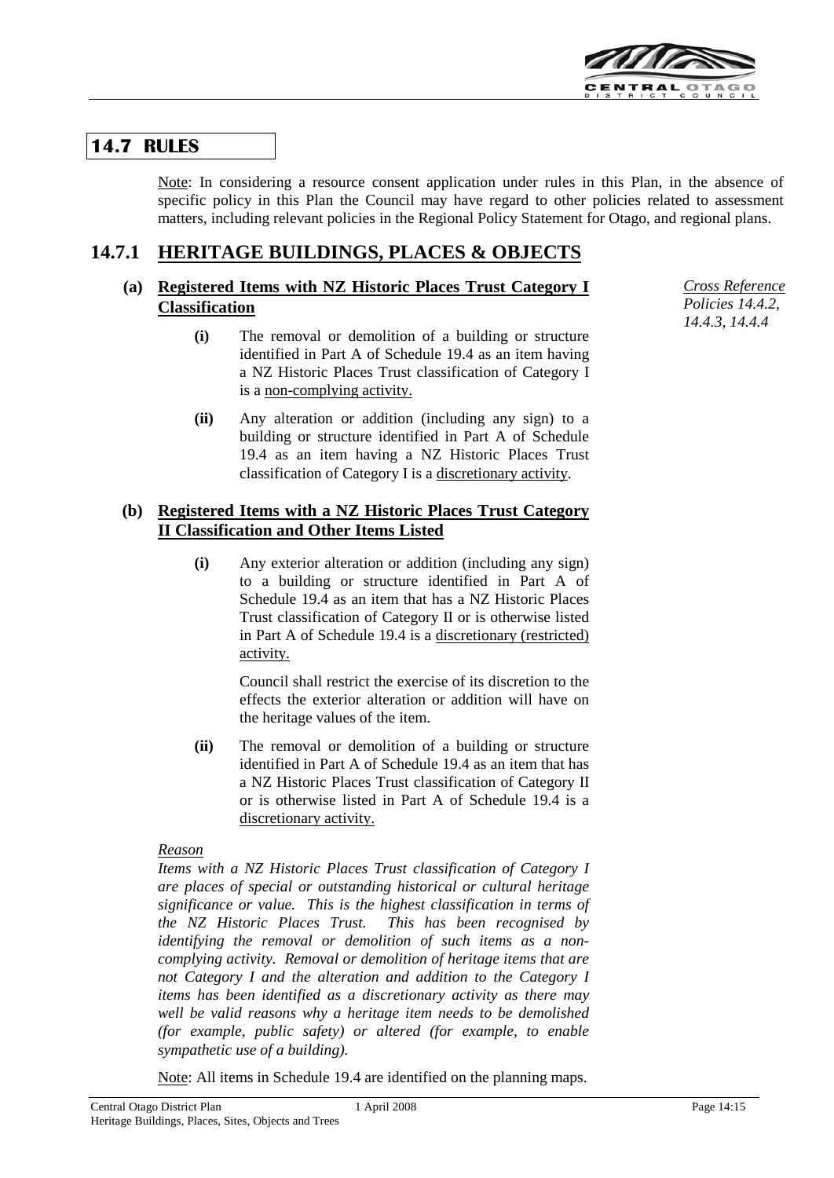## 14.7 RULES

Note: In considering a resource consent application under rules in this Plan, in the absence of specific policy in this Plan the Council may have regard to other policies related to assessment matters, including relevant policies in the Regional Policy Statement for Otago, and regional plans.

## 14.7.1 HERITAGE BUILDINGS, PLACES & OBJECTS

*Cross Reference Policies 14.4.2, 14.4.3, 14.4.4*

### (a) Registered Items with NZ Historic Places Trust Category I Classification

**(i)** The removal or demolition of a building or structure identified in Part A of Schedule 19.4 as an item having a NZ Historic Places Trust classification of Category I is a non-complying activity.

**(ii)** Any alteration or addition (including any sign) to a building or structure identified in Part A of Schedule 19.4 as an item having a NZ Historic Places Trust classification of Category I is a discretionary activity.

### (b) Registered Items with a NZ Historic Places Trust Category II Classification and Other Items Listed

**(i)** Any exterior alteration or addition (including any sign) to a building or structure identified in Part A of Schedule 19.4 as an item that has a NZ Historic Places Trust classification of Category II or is otherwise listed in Part A of Schedule 19.4 is a discretionary (restricted) activity.

Council shall restrict the exercise of its discretion to the effects the exterior alteration or addition will have on the heritage values of the item.

**(ii)** The removal or demolition of a building or structure identified in Part A of Schedule 19.4 as an item that has a NZ Historic Places Trust classification of Category II or is otherwise listed in Part A of Schedule 19.4 is a discretionary activity.

*Reason*

*Items with a NZ Historic Places Trust classification of Category I are places of special or outstanding historical or cultural heritage significance or value. This is the highest classification in terms of the NZ Historic Places Trust. This has been recognised by identifying the removal or demolition of such items as a non-complying activity. Removal or demolition of heritage items that are not Category I and the alteration and addition to the Category I items has been identified as a discretionary activity as there may well be valid reasons why a heritage item needs to be demolished (for example, public safety) or altered (for example, to enable sympathetic use of a building).*

Note: All items in Schedule 19.4 are identified on the planning maps.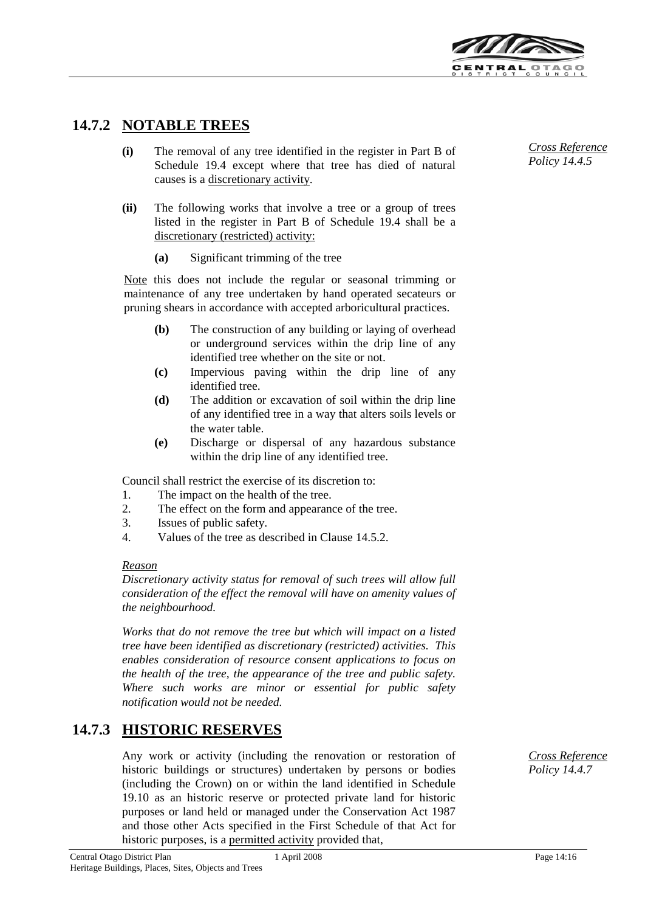## 14.7.2 NOTABLE TREES

*Cross Reference Policy 14.4.5*

**(i)** The removal of any tree identified in the register in Part B of Schedule 19.4 except where that tree has died of natural causes is a discretionary activity.

**(ii)** The following works that involve a tree or a group of trees listed in the register in Part B of Schedule 19.4 shall be a discretionary (restricted) activity:

**(a)** Significant trimming of the tree

Note this does not include the regular or seasonal trimming or maintenance of any tree undertaken by hand operated secateurs or pruning shears in accordance with accepted arboricultural practices.

**(b)** The construction of any building or laying of overhead or underground services within the drip line of any identified tree whether on the site or not.

**(c)** Impervious paving within the drip line of any identified tree.

**(d)** The addition or excavation of soil within the drip line of any identified tree in a way that alters soils levels or the water table.

**(e)** Discharge or dispersal of any hazardous substance within the drip line of any identified tree.

Council shall restrict the exercise of its discretion to:

1. The impact on the health of the tree.
2. The effect on the form and appearance of the tree.
3. Issues of public safety.
4. Values of the tree as described in Clause 14.5.2.

*Reason*

*Discretionary activity status for removal of such trees will allow full consideration of the effect the removal will have on amenity values of the neighbourhood.*

*Works that do not remove the tree but which will impact on a listed tree have been identified as discretionary (restricted) activities. This enables consideration of resource consent applications to focus on the health of the tree, the appearance of the tree and public safety. Where such works are minor or essential for public safety notification would not be needed.*

## 14.7.3 HISTORIC RESERVES

*Cross Reference Policy 14.4.7*

Any work or activity (including the renovation or restoration of historic buildings or structures) undertaken by persons or bodies (including the Crown) on or within the land identified in Schedule 19.10 as an historic reserve or protected private land for historic purposes or land held or managed under the Conservation Act 1987 and those other Acts specified in the First Schedule of that Act for historic purposes, is a permitted activity provided that,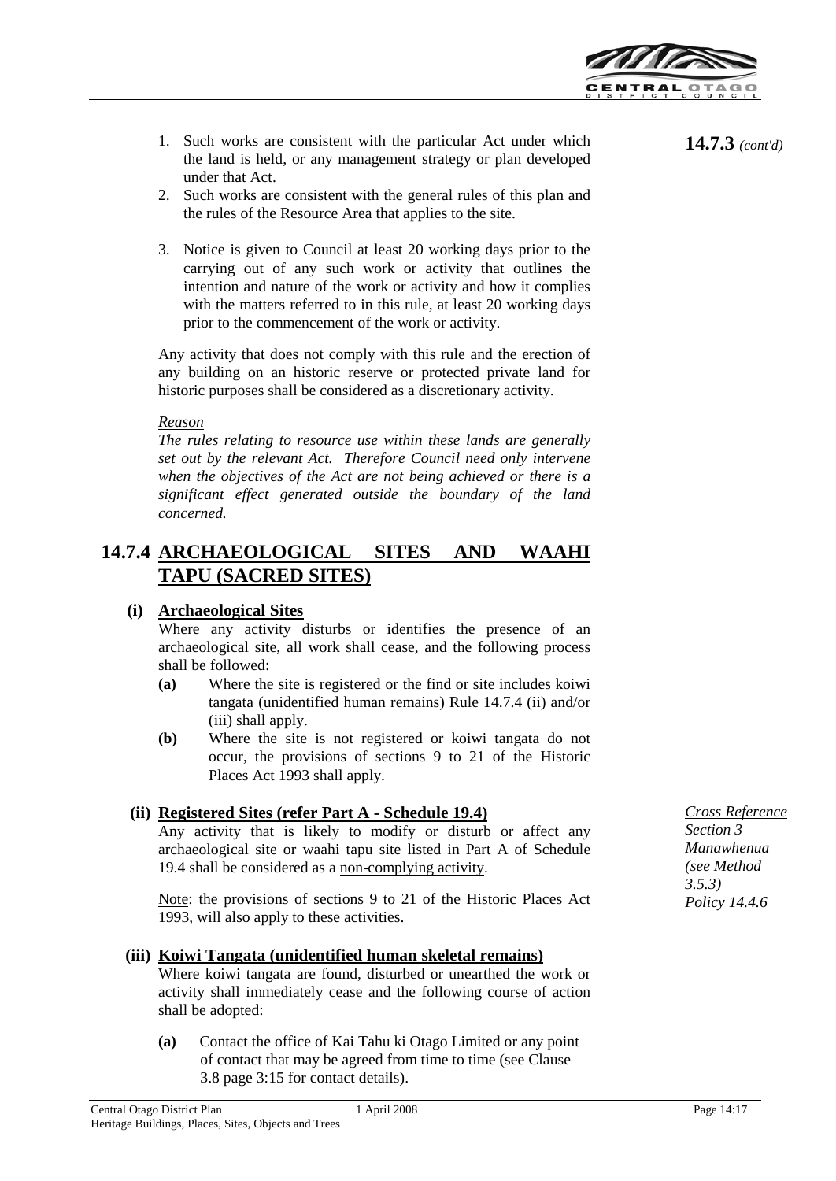**14.7.3** *(cont'd)*

1. Such works are consistent with the particular Act under which the land is held, or any management strategy or plan developed under that Act.
2. Such works are consistent with the general rules of this plan and the rules of the Resource Area that applies to the site.
3. Notice is given to Council at least 20 working days prior to the carrying out of any such work or activity that outlines the intention and nature of the work or activity and how it complies with the matters referred to in this rule, at least 20 working days prior to the commencement of the work or activity.

Any activity that does not comply with this rule and the erection of any building on an historic reserve or protected private land for historic purposes shall be considered as a discretionary activity.

*Reason*

*The rules relating to resource use within these lands are generally set out by the relevant Act. Therefore Council need only intervene when the objectives of the Act are not being achieved or there is a significant effect generated outside the boundary of the land concerned.*

## 14.7.4 ARCHAEOLOGICAL SITES AND WAAHI TAPU (SACRED SITES)

**(i) Archaeological Sites**

Where any activity disturbs or identifies the presence of an archaeological site, all work shall cease, and the following process shall be followed:

- **(a)** Where the site is registered or the find or site includes koiwi tangata (unidentified human remains) Rule 14.7.4 (ii) and/or (iii) shall apply.
- **(b)** Where the site is not registered or koiwi tangata do not occur, the provisions of sections 9 to 21 of the Historic Places Act 1993 shall apply.

**(ii) Registered Sites (refer Part A - Schedule 19.4)**

*Cross Reference*
*Section 3 Manawhenua (see Method 3.5.3)*
*Policy 14.4.6*

Any activity that is likely to modify or disturb or affect any archaeological site or waahi tapu site listed in Part A of Schedule 19.4 shall be considered as a non-complying activity.

Note: the provisions of sections 9 to 21 of the Historic Places Act 1993, will also apply to these activities.

**(iii) Koiwi Tangata (unidentified human skeletal remains)**

Where koiwi tangata are found, disturbed or unearthed the work or activity shall immediately cease and the following course of action shall be adopted:

- **(a)** Contact the office of Kai Tahu ki Otago Limited or any point of contact that may be agreed from time to time (see Clause 3.8 page 3:15 for contact details).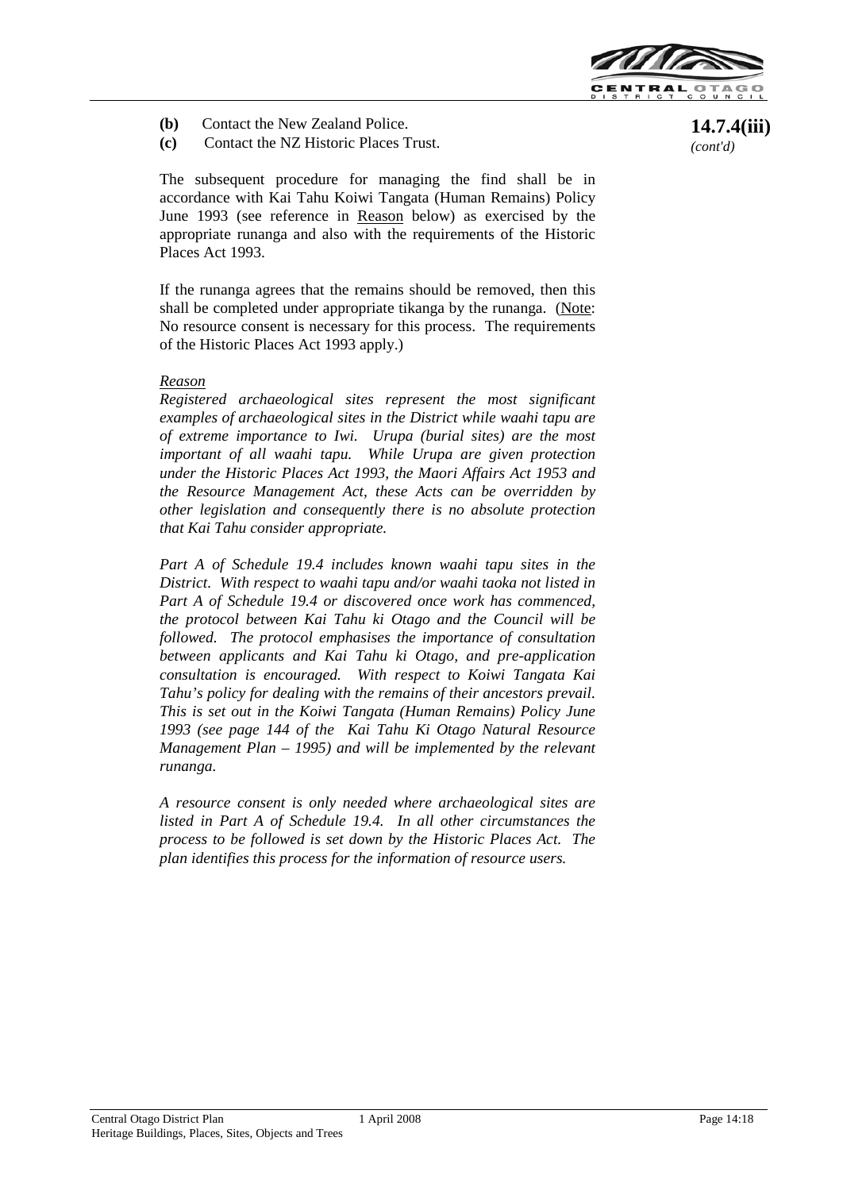**14.7.4(iii)**
*(cont'd)*

**(b)** Contact the New Zealand Police.

**(c)** Contact the NZ Historic Places Trust.

The subsequent procedure for managing the find shall be in accordance with Kai Tahu Koiwi Tangata (Human Remains) Policy June 1993 (see reference in Reason below) as exercised by the appropriate runanga and also with the requirements of the Historic Places Act 1993.

If the runanga agrees that the remains should be removed, then this shall be completed under appropriate tikanga by the runanga. (Note: No resource consent is necessary for this process. The requirements of the Historic Places Act 1993 apply.)

*Reason*

*Registered archaeological sites represent the most significant examples of archaeological sites in the District while waahi tapu are of extreme importance to Iwi. Urupa (burial sites) are the most important of all waahi tapu. While Urupa are given protection under the Historic Places Act 1993, the Maori Affairs Act 1953 and the Resource Management Act, these Acts can be overridden by other legislation and consequently there is no absolute protection that Kai Tahu consider appropriate.*

*Part A of Schedule 19.4 includes known waahi tapu sites in the District. With respect to waahi tapu and/or waahi taoka not listed in Part A of Schedule 19.4 or discovered once work has commenced, the protocol between Kai Tahu ki Otago and the Council will be followed. The protocol emphasises the importance of consultation between applicants and Kai Tahu ki Otago, and pre-application consultation is encouraged. With respect to Koiwi Tangata Kai Tahu's policy for dealing with the remains of their ancestors prevail. This is set out in the Koiwi Tangata (Human Remains) Policy June 1993 (see page 144 of the Kai Tahu Ki Otago Natural Resource Management Plan – 1995) and will be implemented by the relevant runanga.*

*A resource consent is only needed where archaeological sites are listed in Part A of Schedule 19.4. In all other circumstances the process to be followed is set down by the Historic Places Act. The plan identifies this process for the information of resource users.*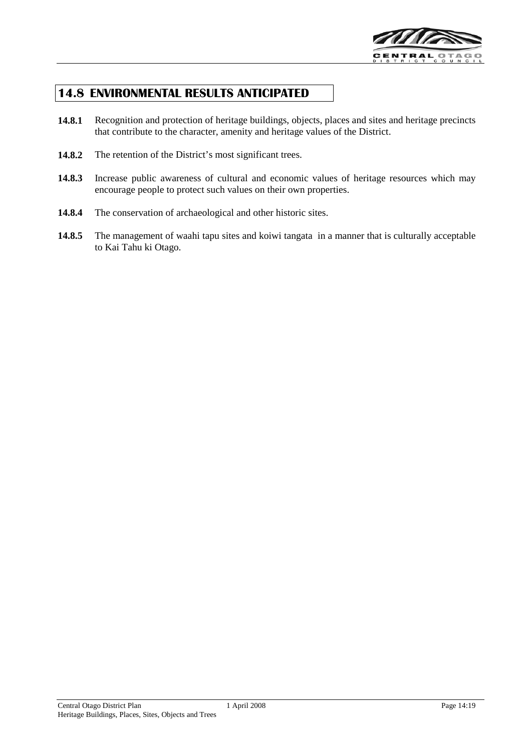## 14.8 ENVIRONMENTAL RESULTS ANTICIPATED

**14.8.1** Recognition and protection of heritage buildings, objects, places and sites and heritage precincts that contribute to the character, amenity and heritage values of the District.

**14.8.2** The retention of the District's most significant trees.

**14.8.3** Increase public awareness of cultural and economic values of heritage resources which may encourage people to protect such values on their own properties.

**14.8.4** The conservation of archaeological and other historic sites.

**14.8.5** The management of waahi tapu sites and koiwi tangata in a manner that is culturally acceptable to Kai Tahu ki Otago.